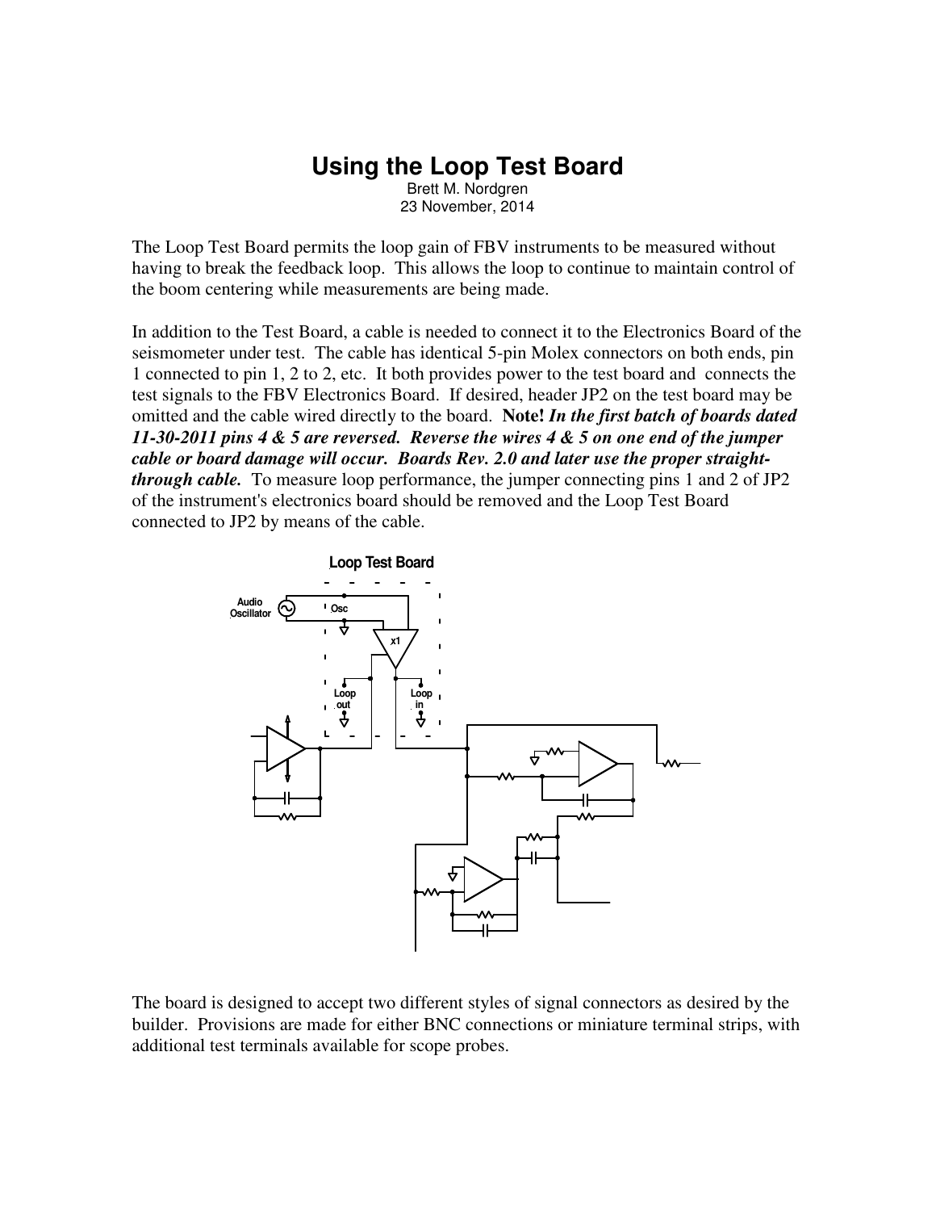# Using the Loop Test Board

Brett M. Nordgren
23 November, 2014

The Loop Test Board permits the loop gain of FBV instruments to be measured without having to break the feedback loop. This allows the loop to continue to maintain control of the boom centering while measurements are being made.

In addition to the Test Board, a cable is needed to connect it to the Electronics Board of the seismometer under test. The cable has identical 5-pin Molex connectors on both ends, pin 1 connected to pin 1, 2 to 2, etc. It both provides power to the test board and connects the test signals to the FBV Electronics Board. If desired, header JP2 on the test board may be omitted and the cable wired directly to the board. **Note!** ***In the first batch of boards dated 11-30-2011 pins 4 & 5 are reversed. Reverse the wires 4 & 5 on one end of the jumper cable or board damage will occur. Boards Rev. 2.0 and later use the proper straight-through cable.*** To measure loop performance, the jumper connecting pins 1 and 2 of JP2 of the instrument's electronics board should be removed and the Loop Test Board connected to JP2 by means of the cable.

Loop Test Board

Audio Oscillator

Osc

x1

Loop out

Loop in

The board is designed to accept two different styles of signal connectors as desired by the builder. Provisions are made for either BNC connections or miniature terminal strips, with additional test terminals available for scope probes.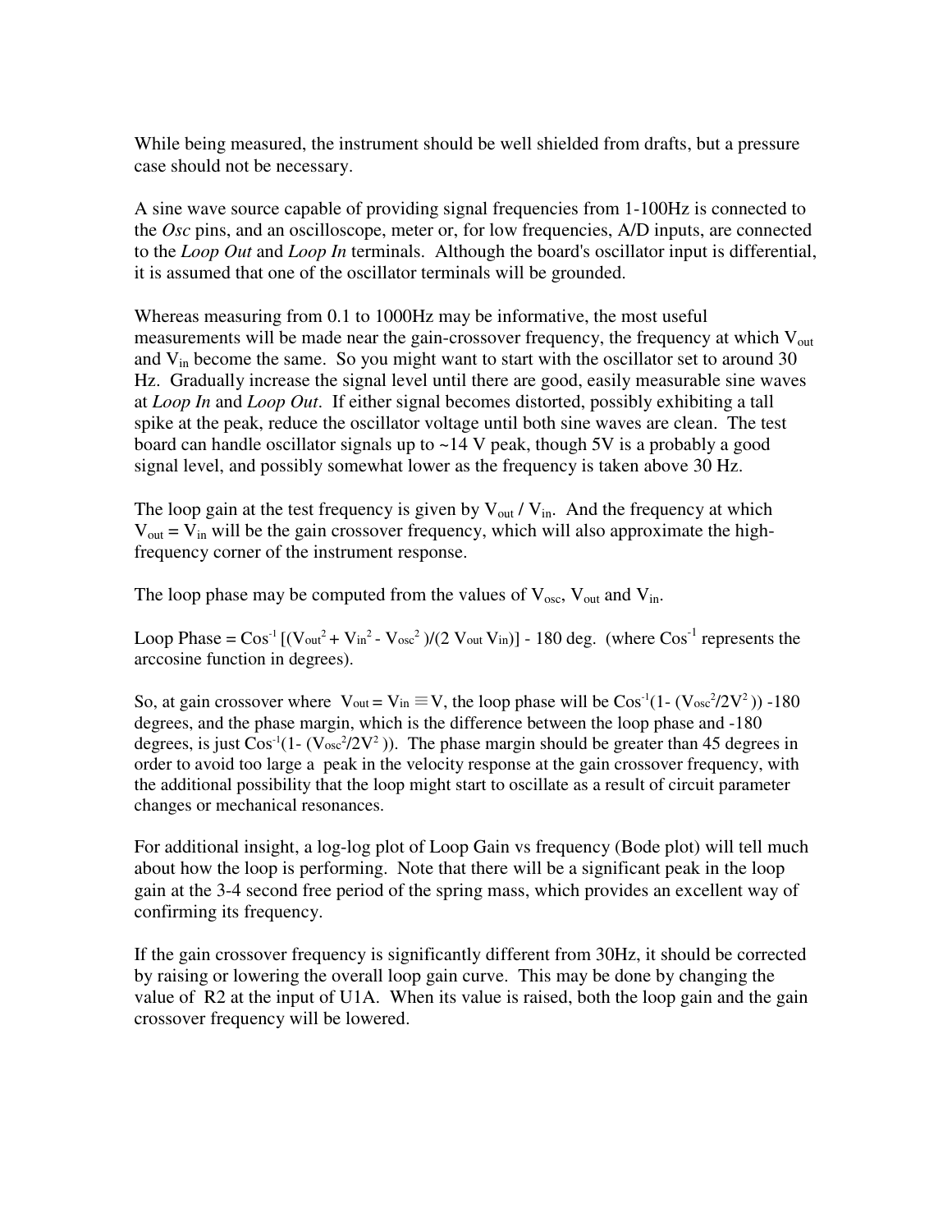While being measured, the instrument should be well shielded from drafts, but a pressure case should not be necessary.

A sine wave source capable of providing signal frequencies from 1-100Hz is connected to the *Osc* pins, and an oscilloscope, meter or, for low frequencies, A/D inputs, are connected to the *Loop Out* and *Loop In* terminals. Although the board's oscillator input is differential, it is assumed that one of the oscillator terminals will be grounded.

Whereas measuring from 0.1 to 1000Hz may be informative, the most useful measurements will be made near the gain-crossover frequency, the frequency at which $V_{out}$ and $V_{in}$ become the same. So you might want to start with the oscillator set to around 30 Hz. Gradually increase the signal level until there are good, easily measurable sine waves at *Loop In* and *Loop Out*. If either signal becomes distorted, possibly exhibiting a tall spike at the peak, reduce the oscillator voltage until both sine waves are clean. The test board can handle oscillator signals up to ~14 V peak, though 5V is a probably a good signal level, and possibly somewhat lower as the frequency is taken above 30 Hz.

The loop gain at the test frequency is given by $V_{out} / V_{in}$. And the frequency at which $V_{out} = V_{in}$ will be the gain crossover frequency, which will also approximate the high-frequency corner of the instrument response.

The loop phase may be computed from the values of $V_{osc}$, $V_{out}$ and $V_{in}$.

Loop Phase = $\text{Cos}^{-1}\,[(V_{out}^2 + V_{in}^2 - V_{osc}^2)/(2\,V_{out}\,V_{in})]$ - 180 deg. (where $\text{Cos}^{-1}$ represents the arccosine function in degrees).

So, at gain crossover where $V_{out} = V_{in} \equiv V$, the loop phase will be $\text{Cos}^{-1}(1 - (V_{osc}^2/2V^2))$ -180 degrees, and the phase margin, which is the difference between the loop phase and -180 degrees, is just $\text{Cos}^{-1}(1 - (V_{osc}^2/2V^2))$. The phase margin should be greater than 45 degrees in order to avoid too large a peak in the velocity response at the gain crossover frequency, with the additional possibility that the loop might start to oscillate as a result of circuit parameter changes or mechanical resonances.

For additional insight, a log-log plot of Loop Gain vs frequency (Bode plot) will tell much about how the loop is performing. Note that there will be a significant peak in the loop gain at the 3-4 second free period of the spring mass, which provides an excellent way of confirming its frequency.

If the gain crossover frequency is significantly different from 30Hz, it should be corrected by raising or lowering the overall loop gain curve. This may be done by changing the value of R2 at the input of U1A. When its value is raised, both the loop gain and the gain crossover frequency will be lowered.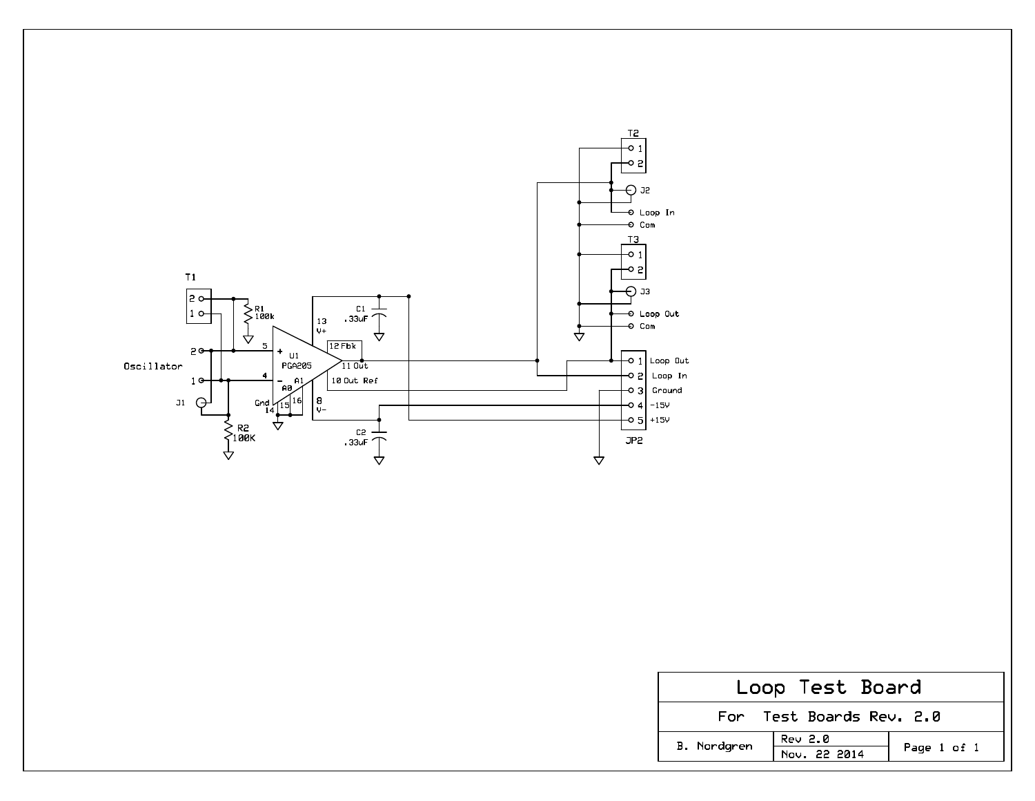| Loop Test Board | | |
|---|---|---|
| For Test Boards Rev. 2.0 | | |
| B. Nordgren | Rev 2.0<br>Nov. 22 2014 | Page 1 of 1 |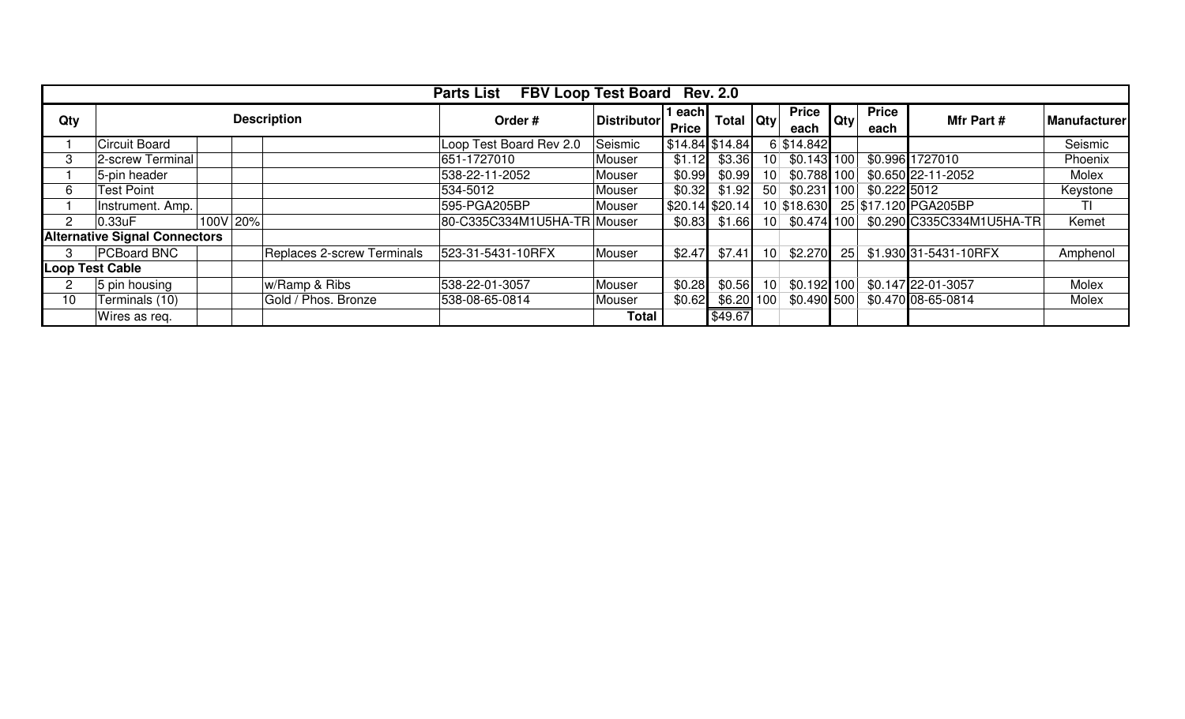**Parts List FBV Loop Test Board Rev. 2.0**

| Qty | Description | | | | Order # | Distributor | 1 each Price | Total | Qty | Price each | Qty | Price each | Mfr Part # | Manufacturer |
|---|---|---|---|---|---|---|---|---|---|---|---|---|---|---|
| 1 | Circuit Board | | | | Loop Test Board Rev 2.0 | Seismic | $14.84 | $14.84 | 6 | $14.842 | | | | Seismic |
| 3 | 2-screw Terminal | | | | 651-1727010 | Mouser | $1.12 | $3.36 | 10 | $0.143 | 100 | $0.996 | 1727010 | Phoenix |
| 1 | 5-pin header | | | | 538-22-11-2052 | Mouser | $0.99 | $0.99 | 10 | $0.788 | 100 | $0.650 | 22-11-2052 | Molex |
| 6 | Test Point | | | | 534-5012 | Mouser | $0.32 | $1.92 | 50 | $0.231 | 100 | $0.222 | 5012 | Keystone |
| 1 | Instrument. Amp. | | | | 595-PGA205BP | Mouser | $20.14 | $20.14 | 10 | $18.630 | 25 | $17.120 | PGA205BP | TI |
| 2 | 0.33uF | 100V | 20% | | 80-C335C334M1U5HA-TR | Mouser | $0.83 | $1.66 | 10 | $0.474 | 100 | $0.290 | C335C334M1U5HA-TR | Kemet |
| **Alternative Signal Connectors** | | | | | | | | | | | | | | |
| 3 | PCBoard BNC | | | Replaces 2-screw Terminals | 523-31-5431-10RFX | Mouser | $2.47 | $7.41 | 10 | $2.270 | 25 | $1.930 | 31-5431-10RFX | Amphenol |
| **Loop Test Cable** | | | | | | | | | | | | | | |
| 2 | 5 pin housing | | | w/Ramp & Ribs | 538-22-01-3057 | Mouser | $0.28 | $0.56 | 10 | $0.192 | 100 | $0.147 | 22-01-3057 | Molex |
| 10 | Terminals (10) | | | Gold / Phos. Bronze | 538-08-65-0814 | Mouser | $0.62 | $6.20 | 100 | $0.490 | 500 | $0.470 | 08-65-0814 | Molex |
| | Wires as req. | | | | | **Total** | | $49.67 | | | | | | |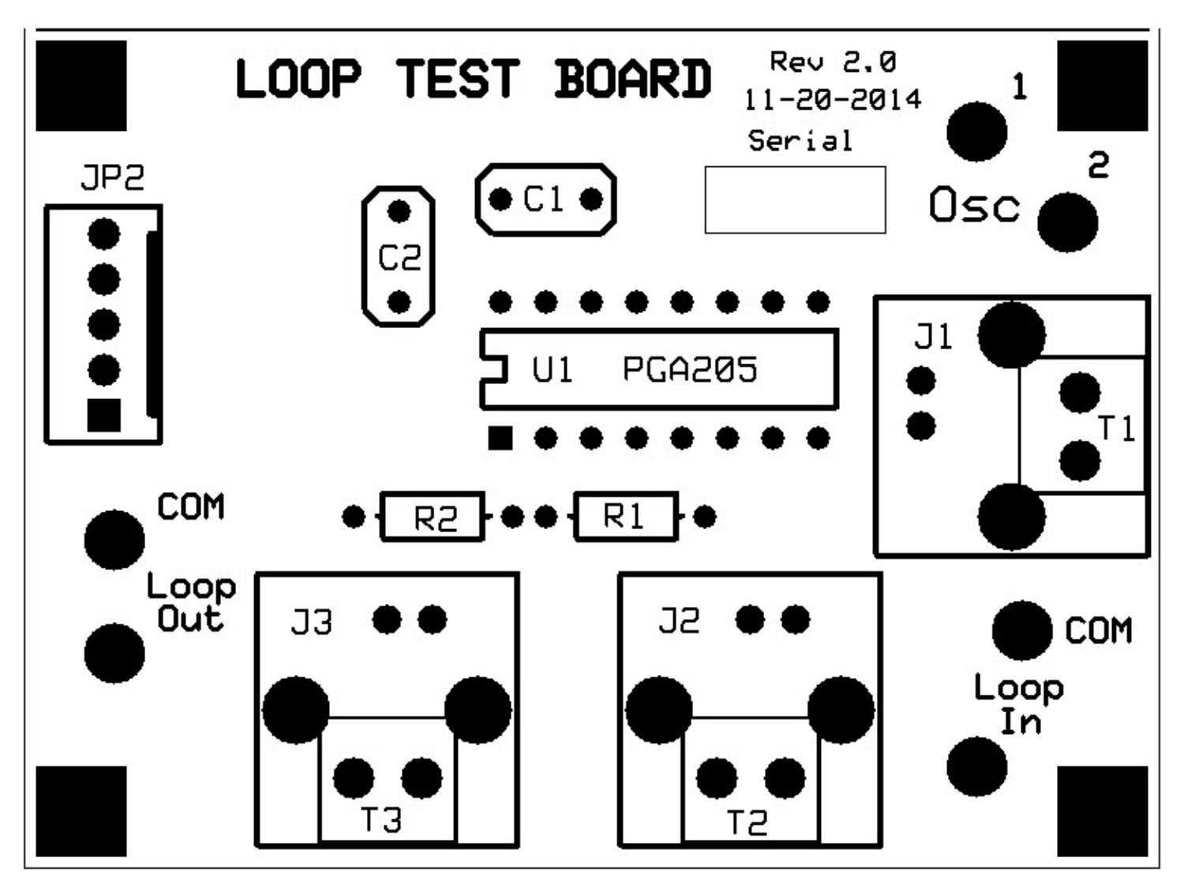# LOOP TEST BOARD

Rev 2.0
11-20-2014
Serial

1
2
Osc

JP2

C1
C2

U1 PGA205

J1
T1

COM
Loop Out

R2
R1

J3
T3

J2
T2

COM
Loop In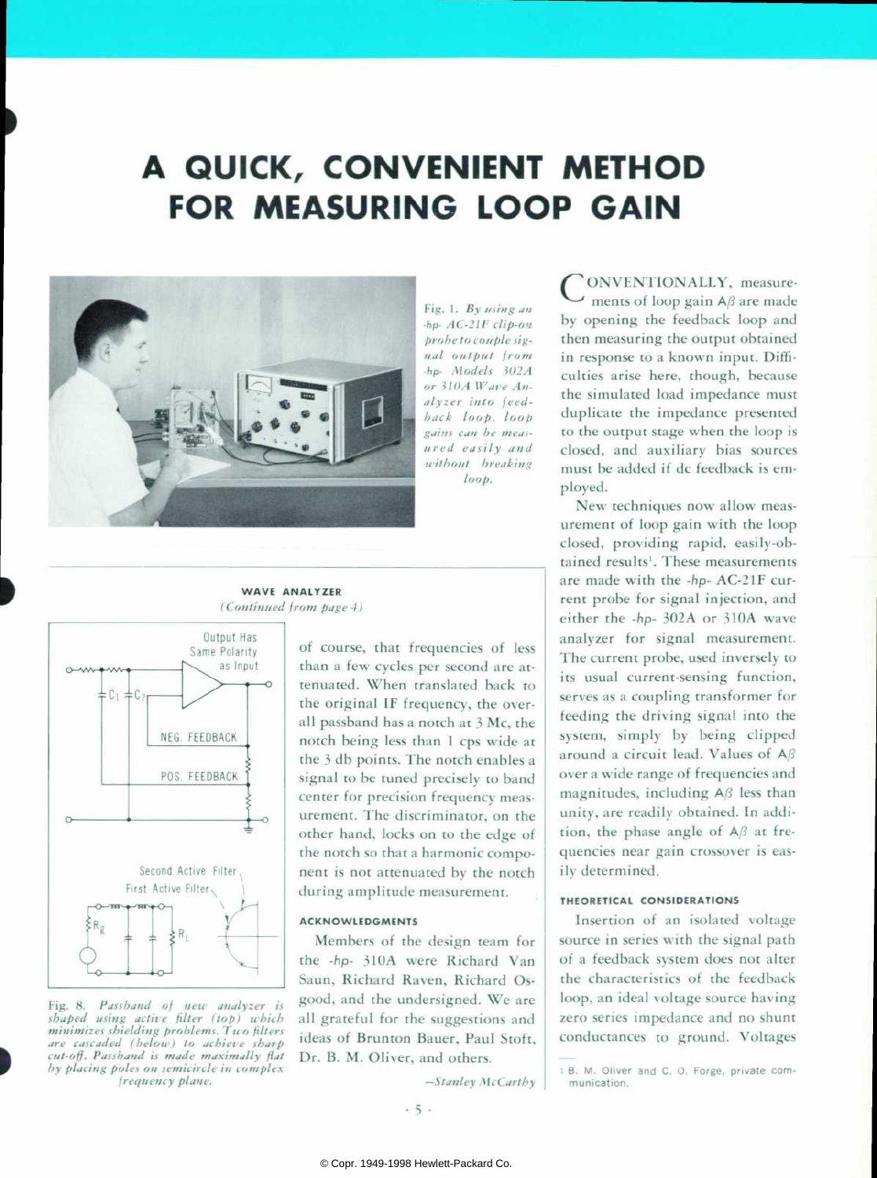# A QUICK, CONVENIENT METHOD FOR MEASURING LOOP GAIN

Fig. 1. *By using an -hp- AC-21F clip-on probe to couple signal output from -hp- Models 302A or 310A Wave Analyzer into feedback loop, loop gains can be measured easily and without breaking loop.*

CONVENTIONALLY, measurements of loop gain $A\beta$ are made by opening the feedback loop and then measuring the output obtained in response to a known input. Difficulties arise here, though, because the simulated load impedance must duplicate the impedance presented to the output stage when the loop is closed, and auxiliary bias sources must be added if dc feedback is employed.

New techniques now allow measurement of loop gain with the loop closed, providing rapid, easily-obtained results[1]. These measurements are made with the -hp- AC-21F current probe for signal injection, and either the -hp- 302A or 310A wave analyzer for signal measurement. The current probe, used inversely to its usual current-sensing function, serves as a coupling transformer for feeding the driving signal into the system, simply by being clipped around a circuit lead. Values of $A\beta$ over a wide range of frequencies and magnitudes, including $A\beta$ less than unity, are readily obtained. In addition, the phase angle of $A\beta$ at frequencies near gain crossover is easily determined.

### THEORETICAL CONSIDERATIONS

Insertion of an isolated voltage source in series with the signal path of a feedback system does not alter the characteristics of the feedback loop, an ideal voltage source having zero series impedance and no shunt conductances to ground. Voltages

[1] B. M. Oliver and C. O. Forge, private communication.

---

## WAVE ANALYZER

*(Continued from page 4)*

Output Has Same Polarity as Input

$C_1$ $C_2$

NEG. FEEDBACK

POS. FEEDBACK

Second Active Filter

First Active Filter

$R_g$ $R_L$

Fig. 8. *Passband of new analyzer is shaped using active filter (top) which minimizes shielding problems. Two filters are cascaded (below) to achieve sharp cut-off. Passband is made maximally flat by placing poles on semicircle in complex frequency plane.*

of course, that frequencies of less than a few cycles per second are attenuated. When translated back to the original IF frequency, the overall passband has a notch at 3 Mc, the notch being less than 1 cps wide at the 3 db points. The notch enables a signal to be tuned precisely to band center for precision frequency measurement. The discriminator, on the other hand, locks on to the edge of the notch so that a harmonic component is not attenuated by the notch during amplitude measurement.

### ACKNOWLEDGMENTS

Members of the design team for the -hp- 310A were Richard Van Saun, Richard Raven, Richard Osgood, and the undersigned. We are all grateful for the suggestions and ideas of Brunton Bauer, Paul Stoft, Dr. B. M. Oliver, and others.

*—Stanley McCarthy*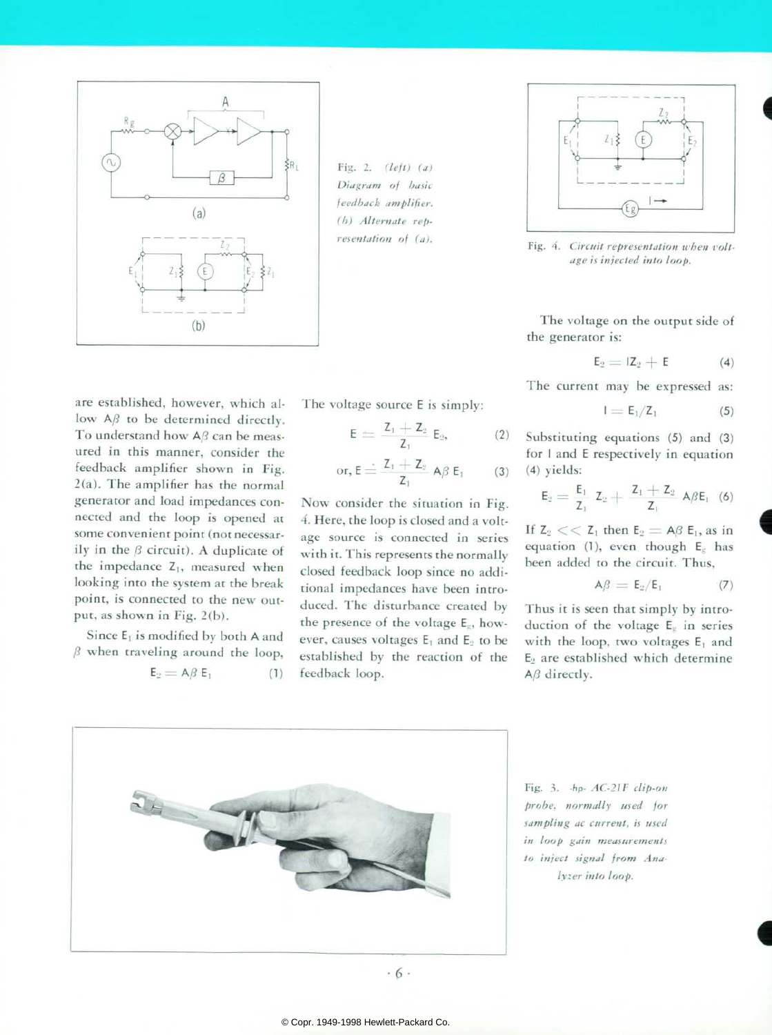Fig. 2. *(left) (a) Diagram of basic feedback amplifier. (b) Alternate representation of (a).*

Fig. 4. *Circuit representation when voltage is injected into loop.*

are established, however, which allow $A\beta$ to be determined directly. To understand how $A\beta$ can be measured in this manner, consider the feedback amplifier shown in Fig. 2(a). The amplifier has the normal generator and load impedances connected and the loop is opened at some convenient point (not necessarily in the $\beta$ circuit). A duplicate of the impedance $Z_1$, measured when looking into the system at the break point, is connected to the new output, as shown in Fig. 2(b).

Since $E_1$ is modified by both A and $\beta$ when traveling around the loop,

$$E_2 = A\beta\, E_1 \qquad (1)$$

The voltage source E is simply:

$$E = \frac{Z_1 + Z_2}{Z_1} E_2, \qquad (2)$$

$$\text{or, } E = \frac{Z_1 + Z_2}{Z_1} A\beta\, E_1 \qquad (3)$$

Now consider the situation in Fig. 4. Here, the loop is closed and a voltage source is connected in series with it. This represents the normally closed feedback loop since no additional impedances have been introduced. The disturbance created by the presence of the voltage $E_g$, however, causes voltages $E_1$ and $E_2$ to be established by the reaction of the feedback loop.

The voltage on the output side of the generator is:

$$E_2 = IZ_2 + E \qquad (4)$$

The current may be expressed as:

$$I = E_1/Z_1 \qquad (5)$$

Substituting equations (5) and (3) for I and E respectively in equation (4) yields:

$$E_2 = \frac{E_1}{Z_1} Z_2 + \frac{Z_1 + Z_2}{Z_1} A\beta E_1 \qquad (6)$$

If $Z_2 << Z_1$ then $E_2 = A\beta\, E_1$, as in equation (1), even though $E_g$ has been added to the circuit. Thus,

$$A\beta = E_2/E_1 \qquad (7)$$

Thus it is seen that simply by introduction of the voltage $E_g$ in series with the loop, two voltages $E_1$ and $E_2$ are established which determine $A\beta$ directly.

Fig. 3. *-hp- AC-21F clip-on probe, normally used for sampling ac current, is used in loop gain measurements to inject signal from Analyzer into loop.*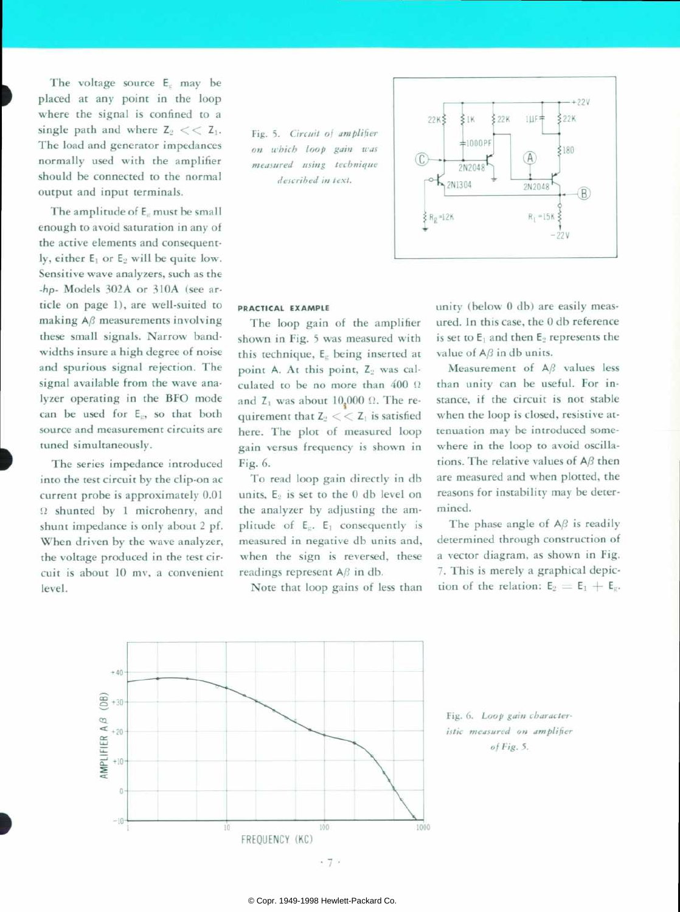The voltage source $E_g$ may be placed at any point in the loop where the signal is confined to a single path and where $Z_2 << Z_1$. The load and generator impedances normally used with the amplifier should be connected to the normal output and input terminals.

The amplitude of $E_g$ must be small enough to avoid saturation in any of the active elements and consequently, either $E_1$ or $E_2$ will be quite low. Sensitive wave analyzers, such as the -*hp*- Models 302A or 310A (see article on page 1), are well-suited to making $A\beta$ measurements involving these small signals. Narrow bandwidths insure a high degree of noise and spurious signal rejection. The signal available from the wave analyzer operating in the BFO mode can be used for $E_g$, so that both source and measurement circuits are tuned simultaneously.

The series impedance introduced into the test circuit by the clip-on ac current probe is approximately 0.01 Ω shunted by 1 microhenry, and shunt impedance is only about 2 pf. When driven by the wave analyzer, the voltage produced in the test circuit is about 10 mv, a convenient level.

Fig. 5. *Circuit of amplifier on which loop gain was measured using technique described in text.*

#### PRACTICAL EXAMPLE

The loop gain of the amplifier shown in Fig. 5 was measured with this technique, $E_g$ being inserted at point A. At this point, $Z_2$ was calculated to be no more than 400 Ω and $Z_1$ was about 10,000 Ω. The requirement that $Z_2 << Z_1$ is satisfied here. The plot of measured loop gain versus frequency is shown in Fig. 6.

To read loop gain directly in db units, $E_2$ is set to the 0 db level on the analyzer by adjusting the amplitude of $E_g$. $E_1$ consequently is measured in negative db units and, when the sign is reversed, these readings represent $A\beta$ in db.

Note that loop gains of less than unity (below 0 db) are easily measured. In this case, the 0 db reference is set to $E_1$ and then $E_2$ represents the value of $A\beta$ in db units.

Measurement of $A\beta$ values less than unity can be useful. For instance, if the circuit is not stable when the loop is closed, resistive attenuation may be introduced somewhere in the loop to avoid oscillations. The relative values of $A\beta$ then are measured and when plotted, the reasons for instability may be determined.

The phase angle of $A\beta$ is readily determined through construction of a vector diagram, as shown in Fig. 7. This is merely a graphical depiction of the relation: $E_2 = E_1 + E_g$.

Fig. 6. *Loop gain characteristic measured on amplifier of Fig. 5.*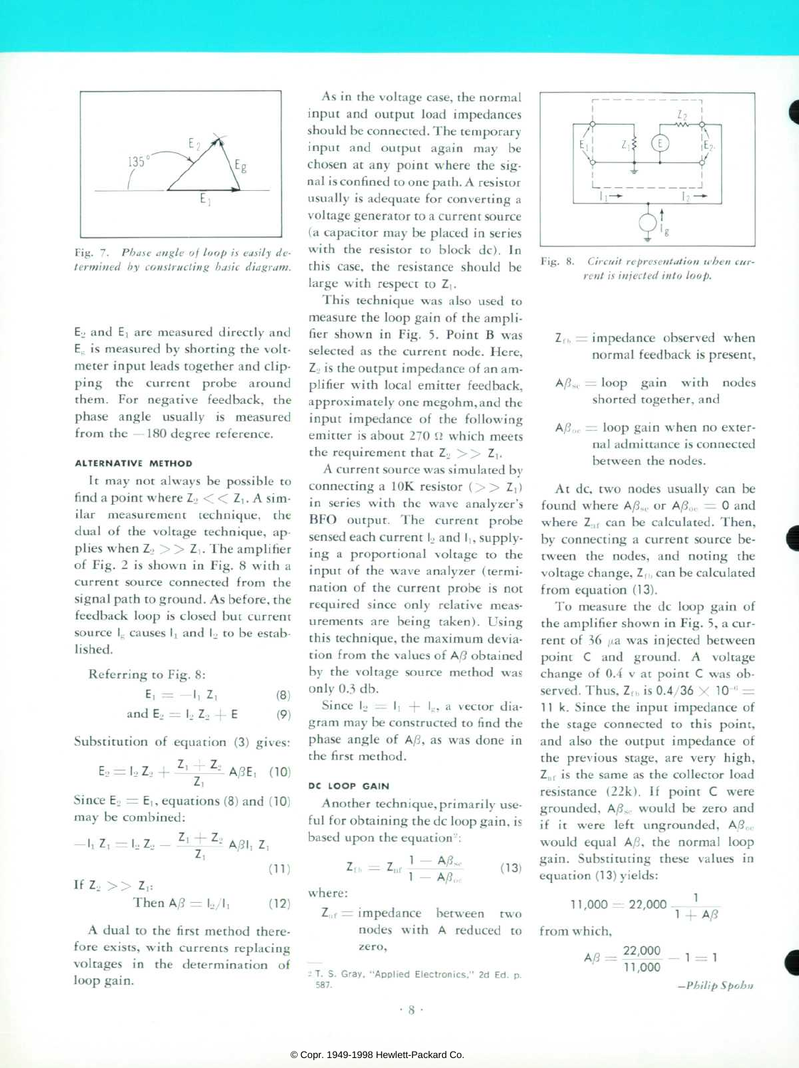135°

$E_2$

$E_g$

$E_1$

*Fig. 7. Phase angle of loop is easily determined by constructing basic diagram.*

$E_2$ and $E_1$ are measured directly and $E_g$ is measured by shorting the voltmeter input leads together and clipping the current probe around them. For negative feedback, the phase angle usually is measured from the −180 degree reference.

#### ALTERNATIVE METHOD

It may not always be possible to find a point where $Z_2 << Z_1$. A similar measurement technique, the dual of the voltage technique, applies when $Z_2 >> Z_1$. The amplifier of Fig. 2 is shown in Fig. 8 with a current source connected from the signal path to ground. As before, the feedback loop is closed but current source $I_g$ causes $I_1$ and $I_2$ to be established.

Referring to Fig. 8:

$$E_1 = -I_1 Z_1 \quad (8)$$

$$\text{and } E_2 = I_2 Z_2 + E \quad (9)$$

Substitution of equation (3) gives:

$$E_2 = I_2 Z_2 + \frac{Z_1 + Z_2}{Z_1} A\beta E_1 \quad (10)$$

Since $E_2 = E_1$, equations (8) and (10) may be combined:

$$-I_1 Z_1 = I_2 Z_2 - \frac{Z_1 + Z_2}{Z_1} A\beta I_1 Z_1 \quad (11)$$

If $Z_2 >> Z_1$:

$$\text{Then } A\beta = I_2/I_1 \quad (12)$$

A dual to the first method therefore exists, with currents replacing voltages in the determination of loop gain.

As in the voltage case, the normal input and output load impedances should be connected. The temporary input and output again may be chosen at any point where the signal is confined to one path. A resistor usually is adequate for converting a voltage generator to a current source (a capacitor may be placed in series with the resistor to block dc). In this case, the resistance should be large with respect to $Z_1$.

This technique was also used to measure the loop gain of the amplifier shown in Fig. 5. Point B was selected as the current node. Here, $Z_2$ is the output impedance of an amplifier with local emitter feedback, approximately one megohm, and the input impedance of the following emitter is about 270 Ω which meets the requirement that $Z_2 >> Z_1$.

A current source was simulated by connecting a 10K resistor ($>> Z_1$) in series with the wave analyzer's BFO output. The current probe sensed each current $I_2$ and $I_1$, supplying a proportional voltage to the input of the wave analyzer (termination of the current probe is not required since only relative measurements are being taken). Using this technique, the maximum deviation from the values of $A\beta$ obtained by the voltage source method was only 0.3 db.

Since $I_2 = I_1 + I_g$, a vector diagram may be constructed to find the phase angle of $A\beta$, as was done in the first method.

#### DC LOOP GAIN

Another technique, primarily useful for obtaining the dc loop gain, is based upon the equation[2]:

$$Z_{fb} = Z_{nf} \frac{1 - A\beta_{sc}}{1 - A\beta_{oc}} \quad (13)$$

where:

$Z_{nf}$ = impedance between two nodes with A reduced to zero,

$Z_2$ $Z_1$ E $E_1$ $E_2$ $I_1$ $I_2$ $I_g$

*Fig. 8. Circuit representation when current is injected into loop.*

$Z_{fb}$ = impedance observed when normal feedback is present,

$A\beta_{sc}$ = loop gain with nodes shorted together, and

$A\beta_{oc}$ = loop gain when no external admittance is connected between the nodes.

At dc, two nodes usually can be found where $A\beta_{sc}$ or $A\beta_{oc} = 0$ and where $Z_{nf}$ can be calculated. Then, by connecting a current source between the nodes, and noting the voltage change, $Z_{fb}$ can be calculated from equation (13).

To measure the dc loop gain of the amplifier shown in Fig. 5, a current of 36 μa was injected between point C and ground. A voltage change of 0.4 v at point C was observed. Thus, $Z_{fb}$ is $0.4/36 \times 10^{-6}$ = 11 k. Since the input impedance of the stage connected to this point, and also the output impedance of the previous stage, are very high, $Z_{nf}$ is the same as the collector load resistance (22k). If point C were grounded, $A\beta_{sc}$ would be zero and if it were left ungrounded, $A\beta_{oc}$ would equal $A\beta$, the normal loop gain. Substituting these values in equation (13) yields:

$$11{,}000 = 22{,}000 \frac{1}{1 + A\beta}$$

from which,

$$A\beta = \frac{22{,}000}{11{,}000} - 1 = 1$$

—*Philip Spohn*

[2] T. S. Gray, "Applied Electronics," 2d Ed. p. 587.